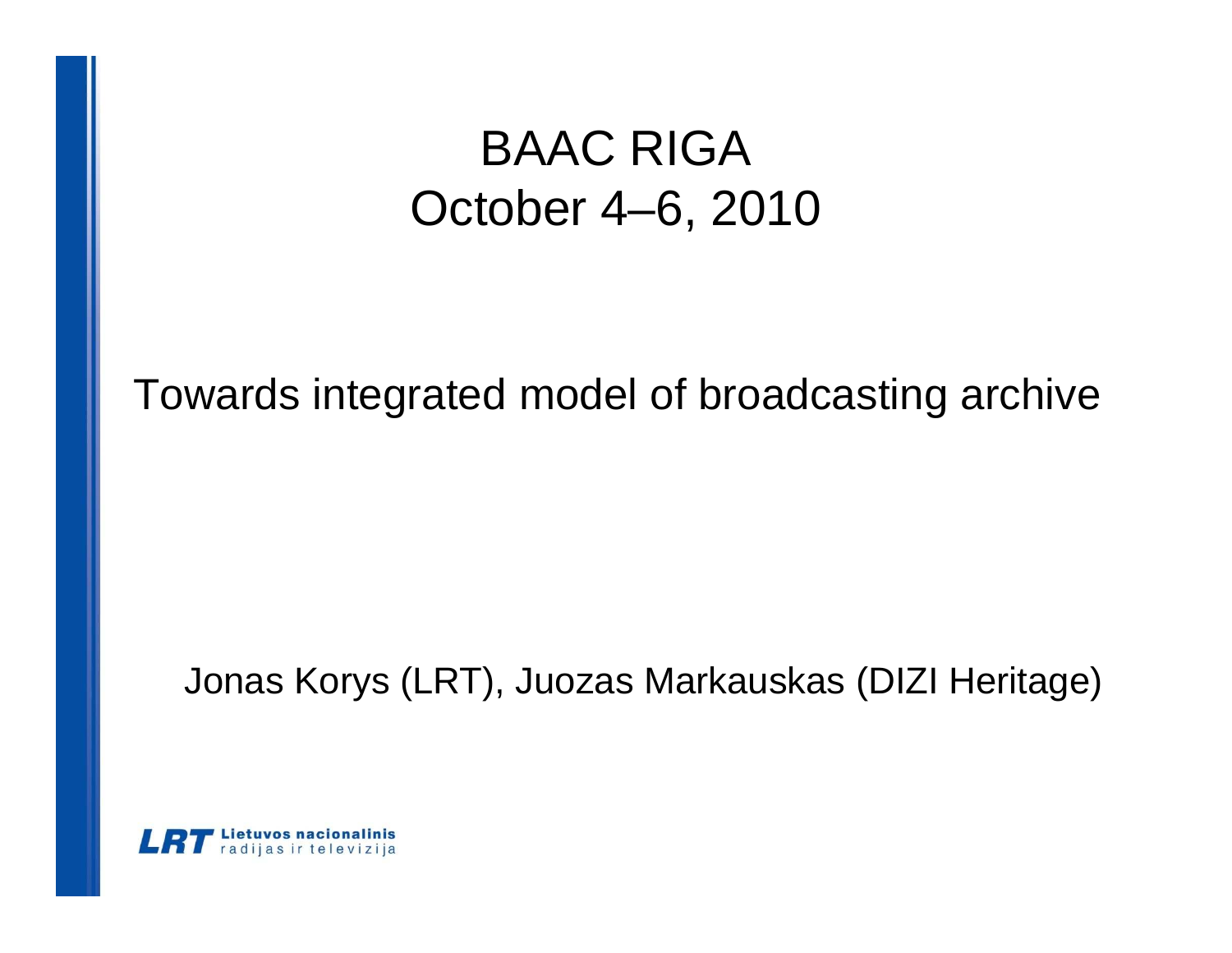# BAAC RIGA
# October 4–6, 2010

## Towards integrated model of broadcasting archive

Jonas Korys (LRT), Juozas Markauskas (DIZI Heritage)

LRT Lietuvos nacionalinis radijas ir televizija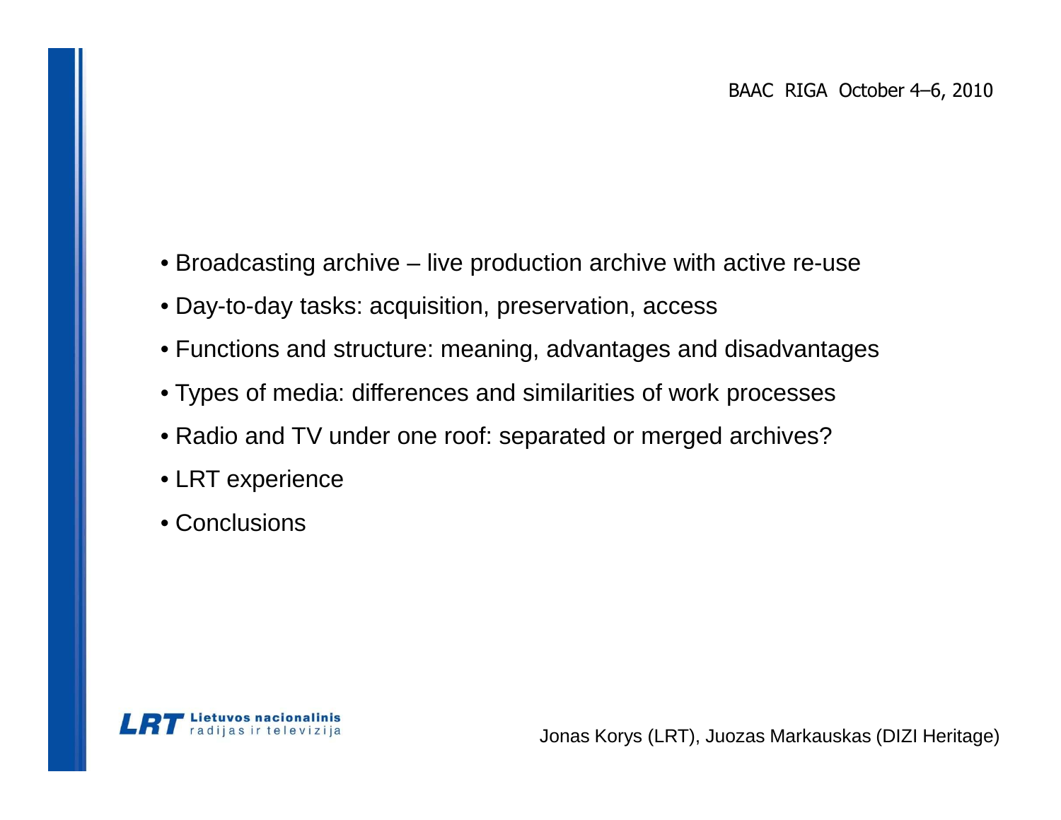- Broadcasting archive – live production archive with active re-use
- Day-to-day tasks: acquisition, preservation, access
- Functions and structure: meaning, advantages and disadvantages
- Types of media: differences and similarities of work processes
- Radio and TV under one roof: separated or merged archives?
- LRT experience
- Conclusions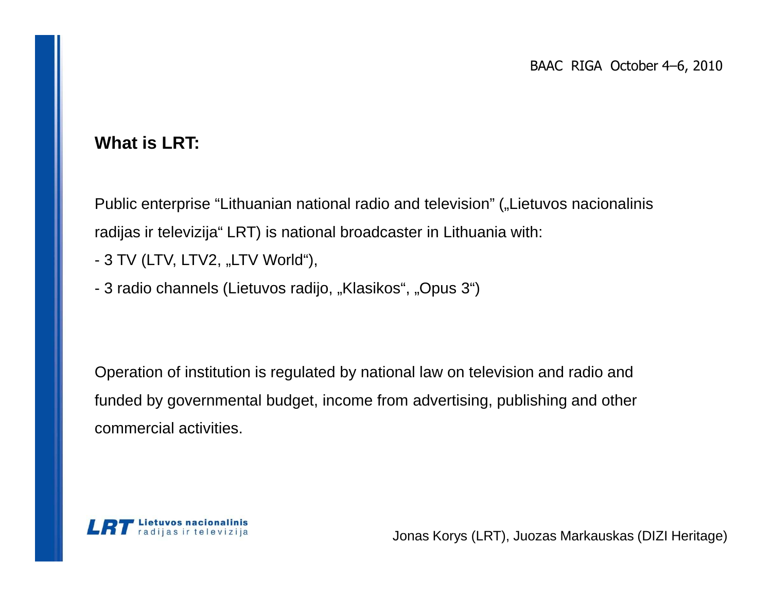## What is LRT:

Public enterprise “Lithuanian national radio and television” („Lietuvos nacionalinis radijas ir televizija“ LRT) is national broadcaster in Lithuania with:

- 3 TV (LTV, LTV2, „LTV World“),
- 3 radio channels (Lietuvos radijo, „Klasikos“, „Opus 3“)

Operation of institution is regulated by national law on television and radio and funded by governmental budget, income from advertising, publishing and other commercial activities.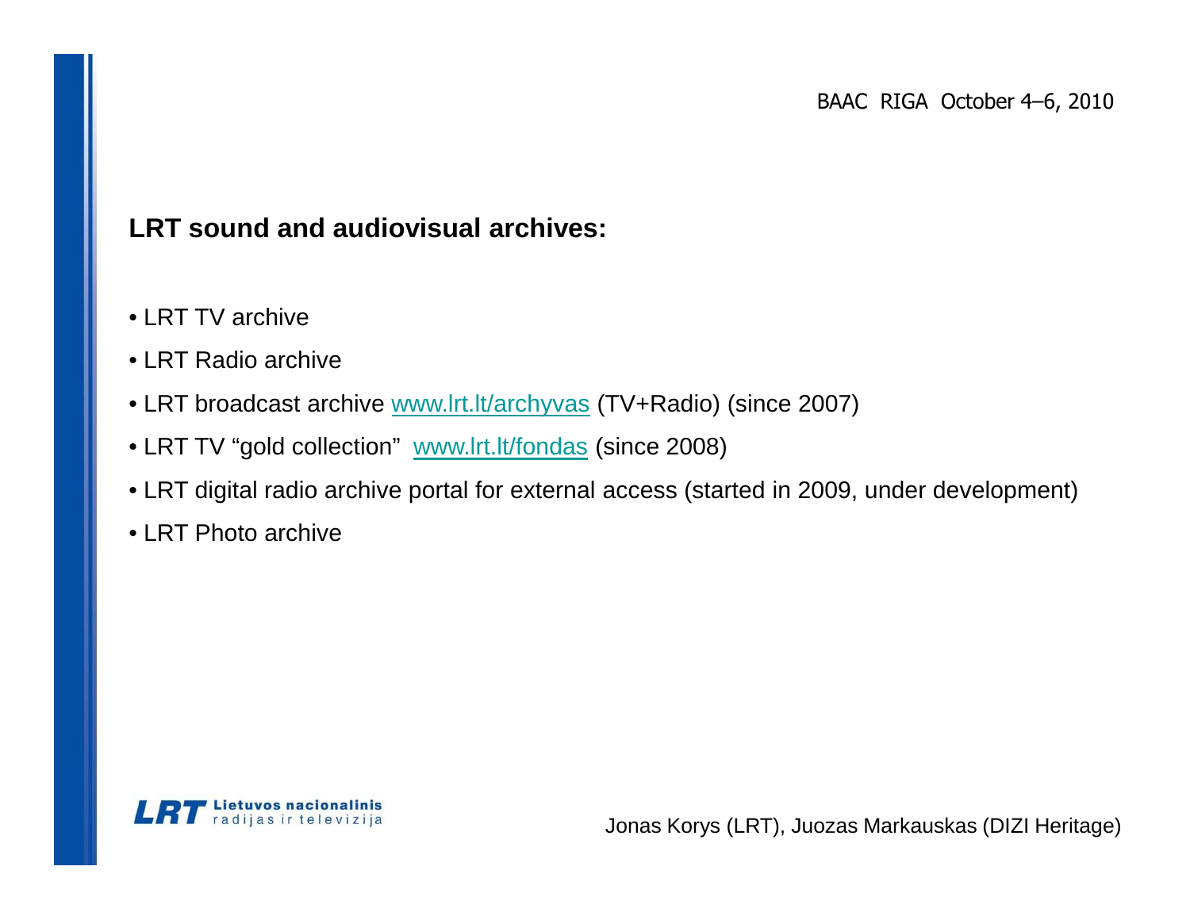**LRT sound and audiovisual archives:**

- LRT TV archive
- LRT Radio archive
- LRT broadcast archive www.lrt.lt/archyvas (TV+Radio) (since 2007)
- LRT TV “gold collection” www.lrt.lt/fondas (since 2008)
- LRT digital radio archive portal for external access (started in 2009, under development)
- LRT Photo archive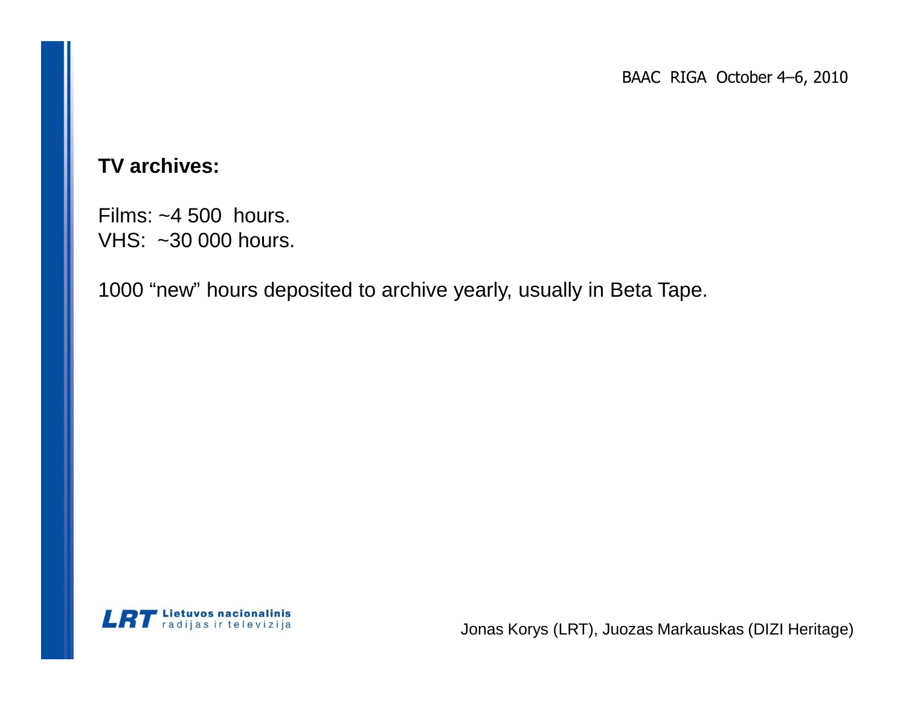**TV archives:**

Films: ~4 500 hours.
VHS: ~30 000 hours.

1000 “new” hours deposited to archive yearly, usually in Beta Tape.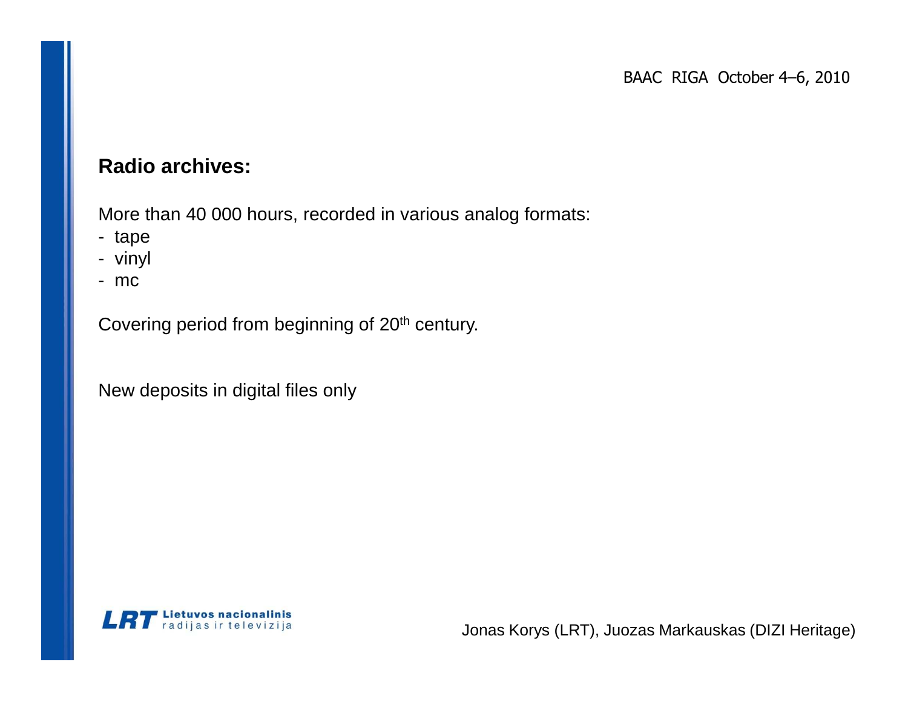## Radio archives:

More than 40 000 hours, recorded in various analog formats:

- tape
- vinyl
- mc

Covering period from beginning of 20$^{th}$ century.

New deposits in digital files only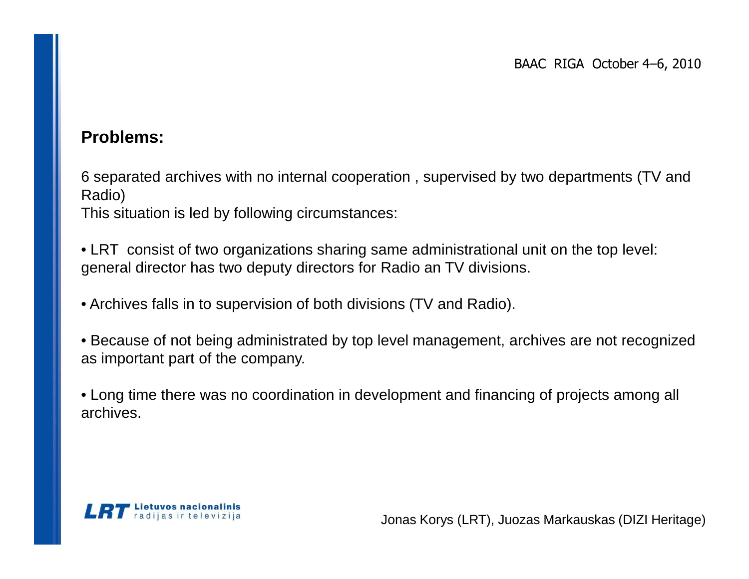## Problems:

6 separated archives with no internal cooperation , supervised by two departments (TV and Radio)
This situation is led by following circumstances:

- LRT consist of two organizations sharing same administrational unit on the top level: general director has two deputy directors for Radio an TV divisions.

- Archives falls in to supervision of both divisions (TV and Radio).

- Because of not being administrated by top level management, archives are not recognized as important part of the company.

- Long time there was no coordination in development and financing of projects among all archives.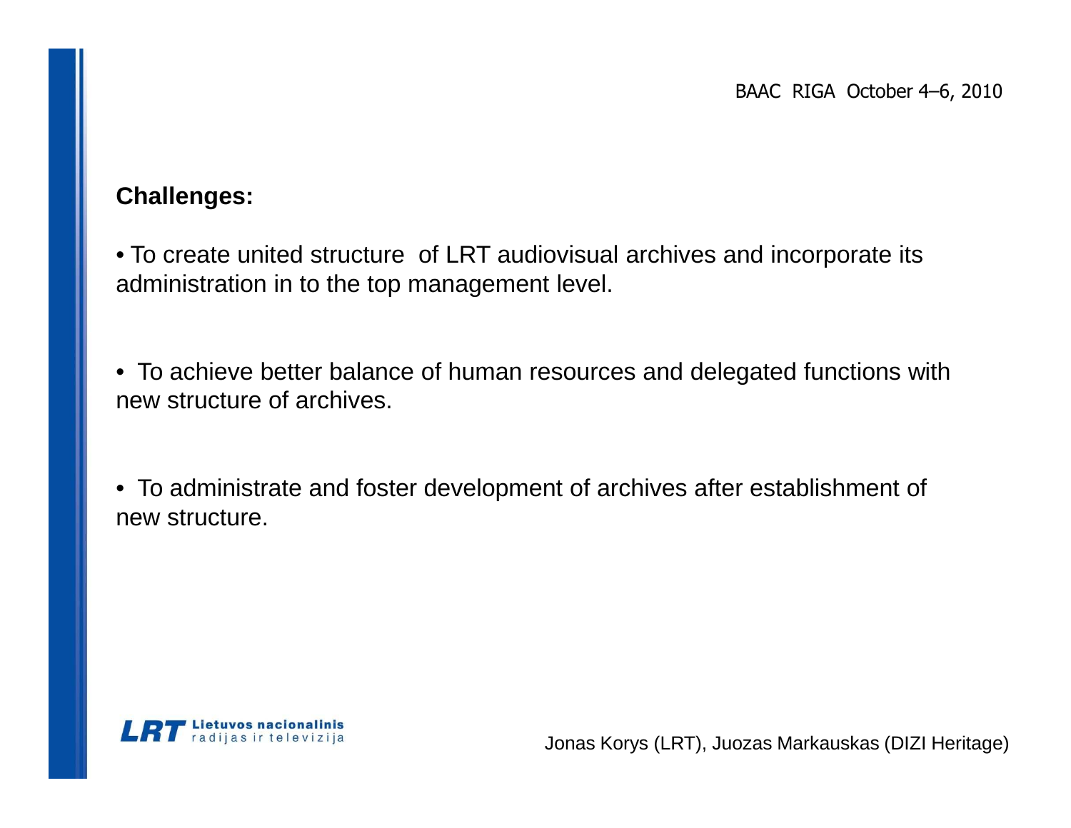**Challenges:**

- To create united structure  of LRT audiovisual archives and incorporate its administration in to the top management level.

- To achieve better balance of human resources and delegated functions with new structure of archives.

- To administrate and foster development of archives after establishment of new structure.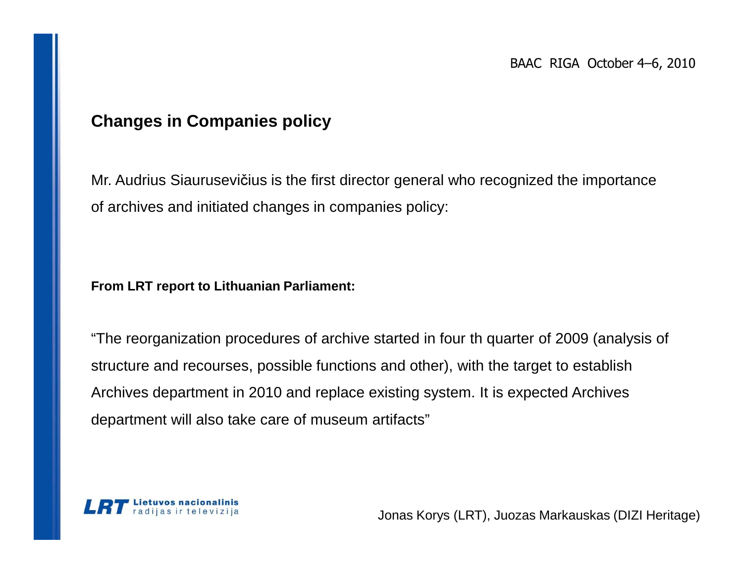## Changes in Companies policy

Mr. Audrius Siaurusevičius is the first director general who recognized the importance of archives and initiated changes in companies policy:

**From LRT report to Lithuanian Parliament:**

“The reorganization procedures of archive started in four th quarter of 2009 (analysis of structure and recourses, possible functions and other), with the target to establish Archives department in 2010 and replace existing system. It is expected Archives department will also take care of museum artifacts”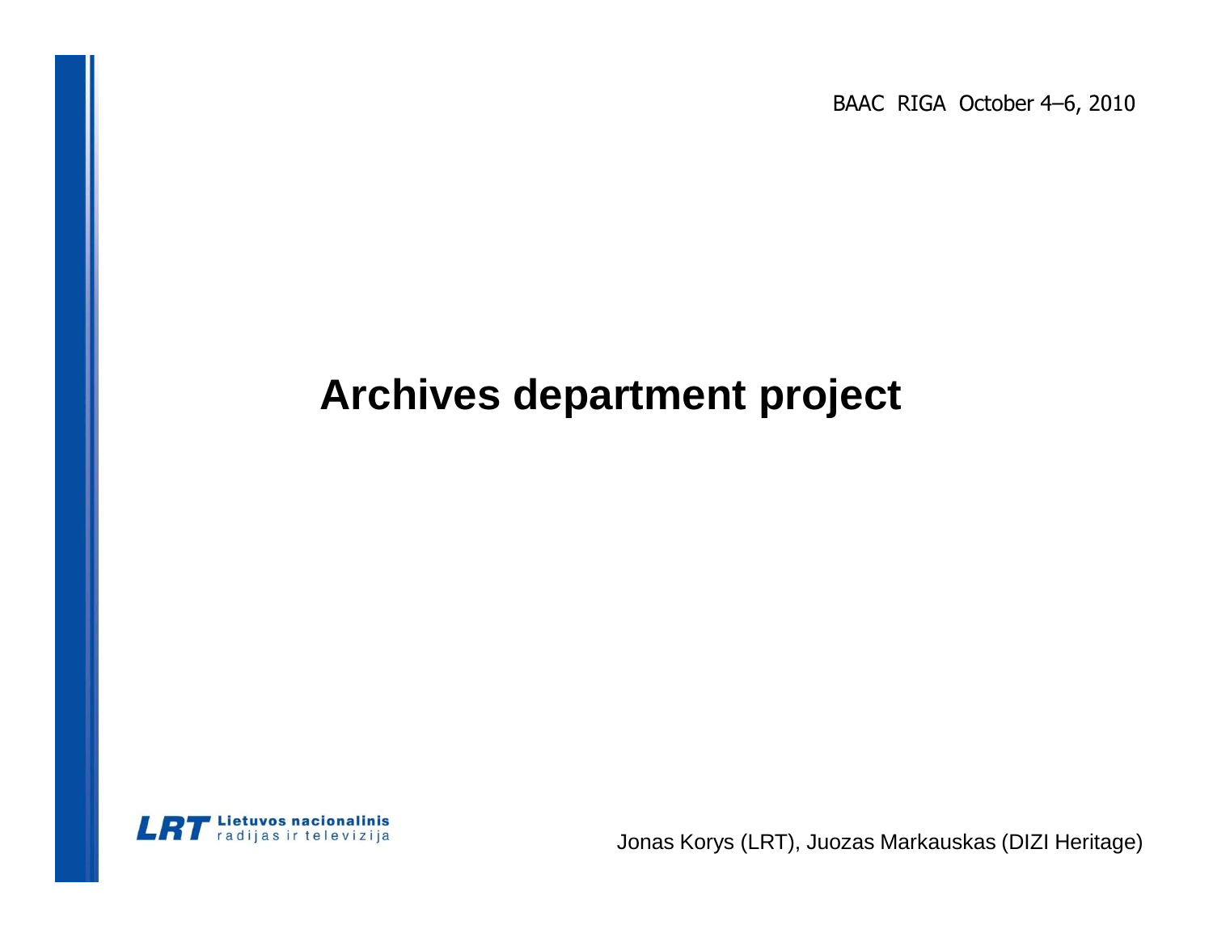BAAC RIGA October 4–6, 2010

# Archives department project

LRT Lietuvos nacionalinis radijas ir televizija

Jonas Korys (LRT), Juozas Markauskas (DIZI Heritage)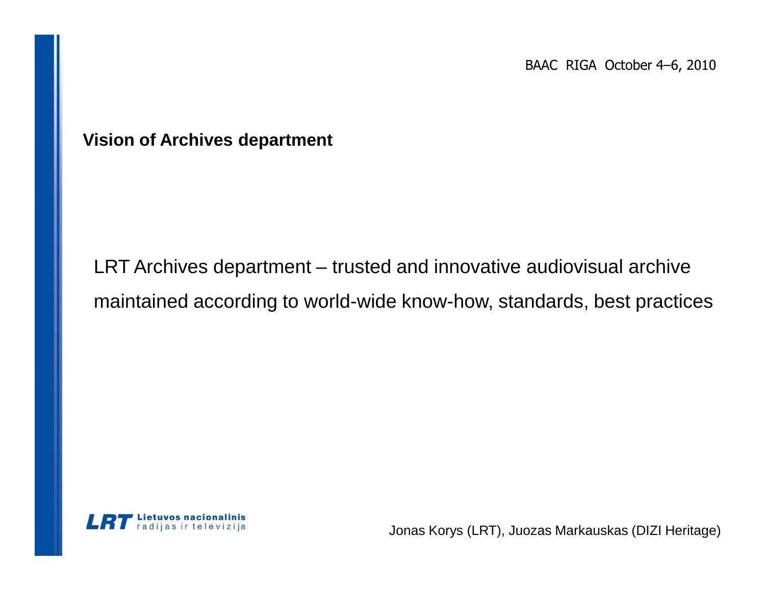## Vision of Archives department

LRT Archives department – trusted and innovative audiovisual archive maintained according to world-wide know-how, standards, best practices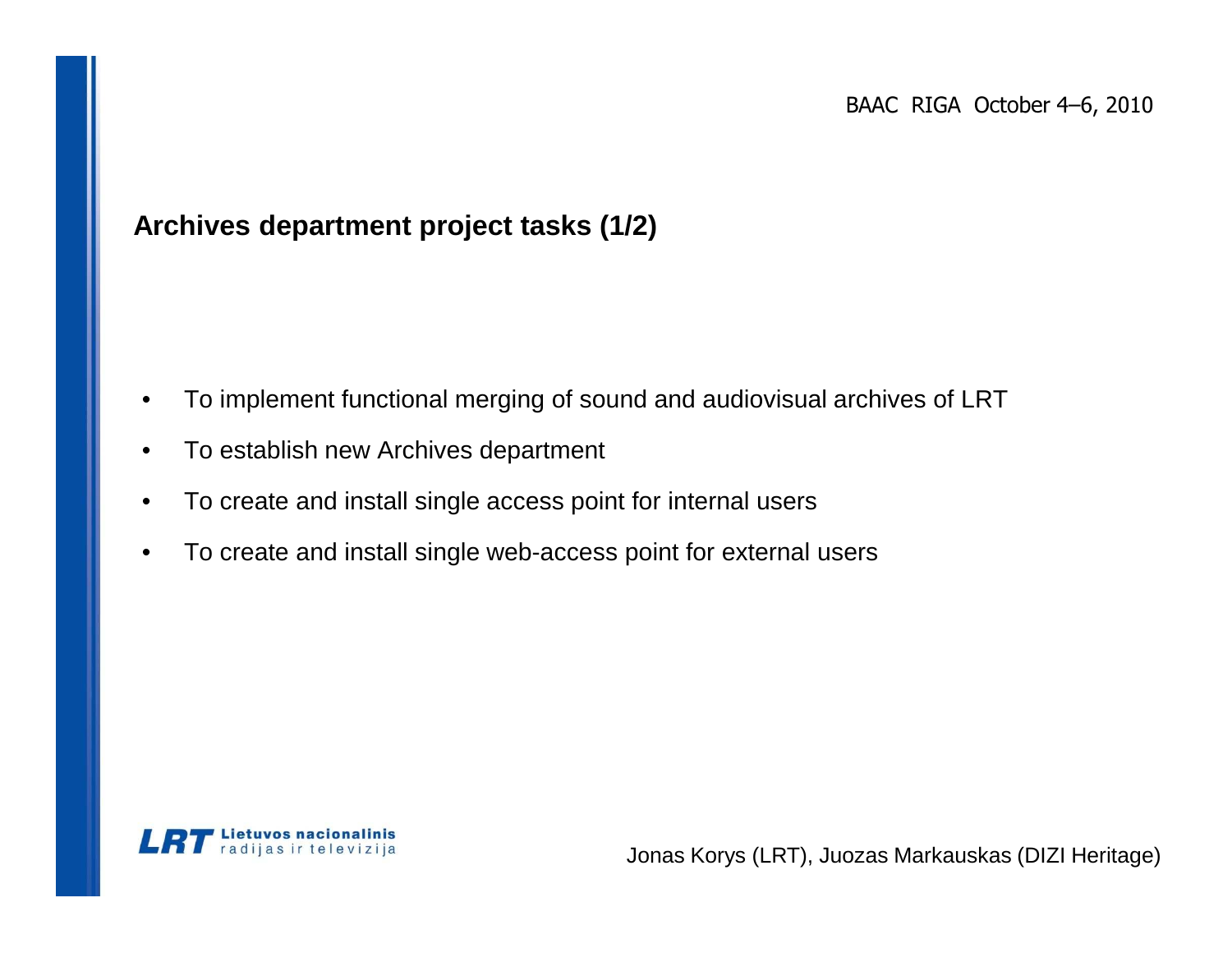## Archives department project tasks (1/2)

- To implement functional merging of sound and audiovisual archives of LRT
- To establish new Archives department
- To create and install single access point for internal users
- To create and install single web-access point for external users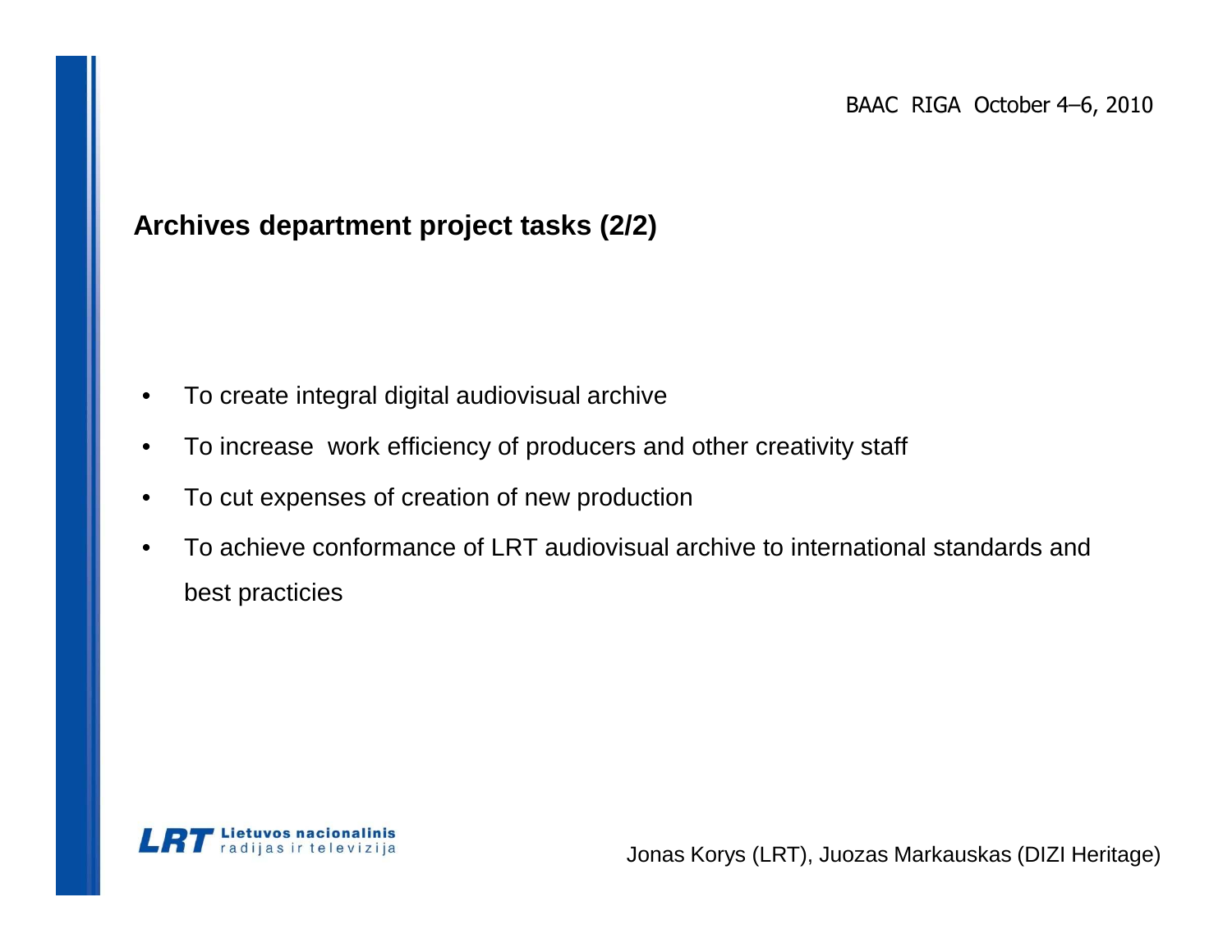## Archives department project tasks (2/2)

- To create integral digital audiovisual archive
- To increase  work efficiency of producers and other creativity staff
- To cut expenses of creation of new production
- To achieve conformance of LRT audiovisual archive to international standards and best practicies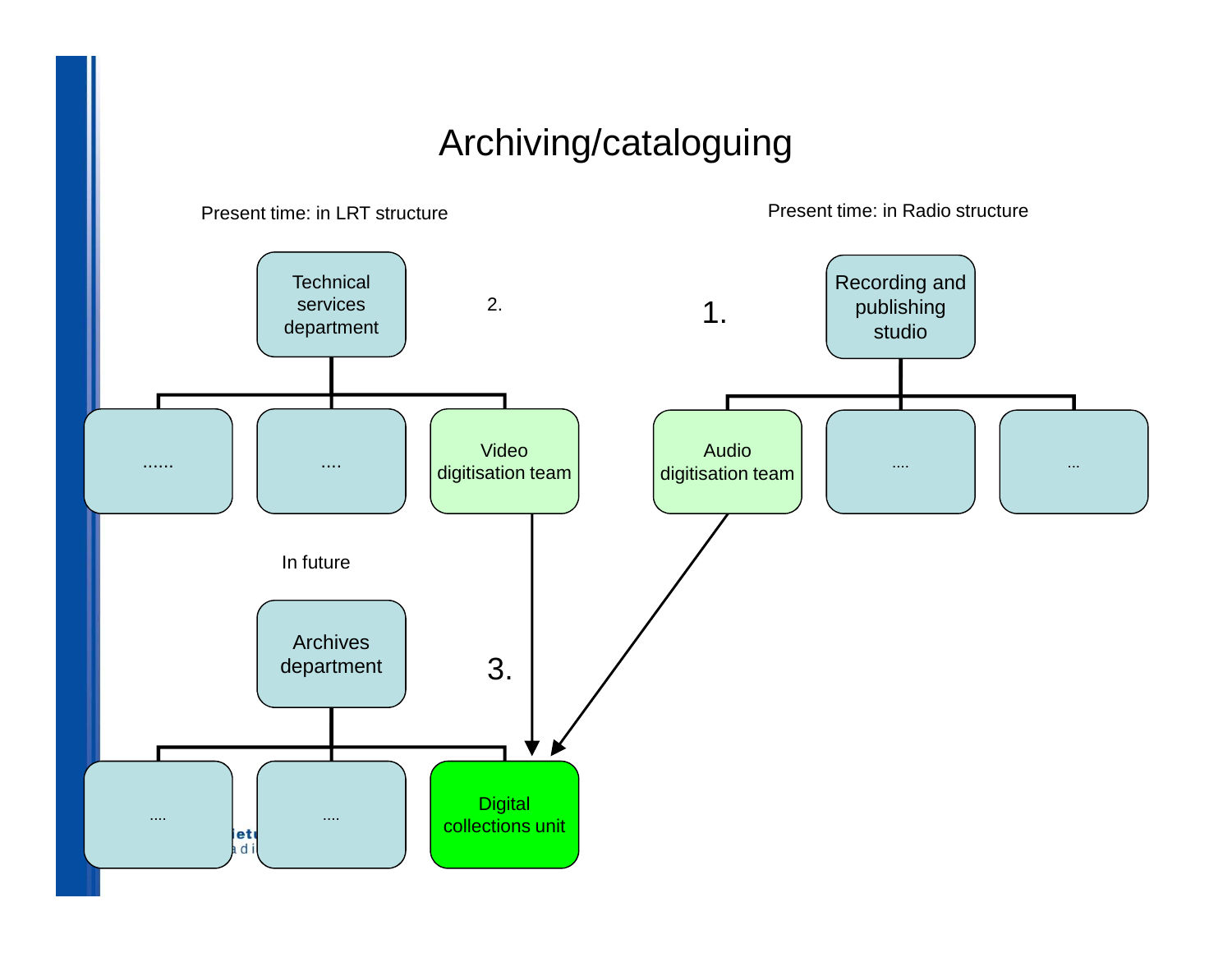# Archiving/cataloguing

Present time: in LRT structure

- Technical services department
  - ......
  - ....
  - Video digitisation team

2.

Present time: in Radio structure

1.

- Recording and publishing studio
  - Audio digitisation team
  - ....
  - ...

In future

3.

- Archives department
  - ....
  - ....
  - Digital collections unit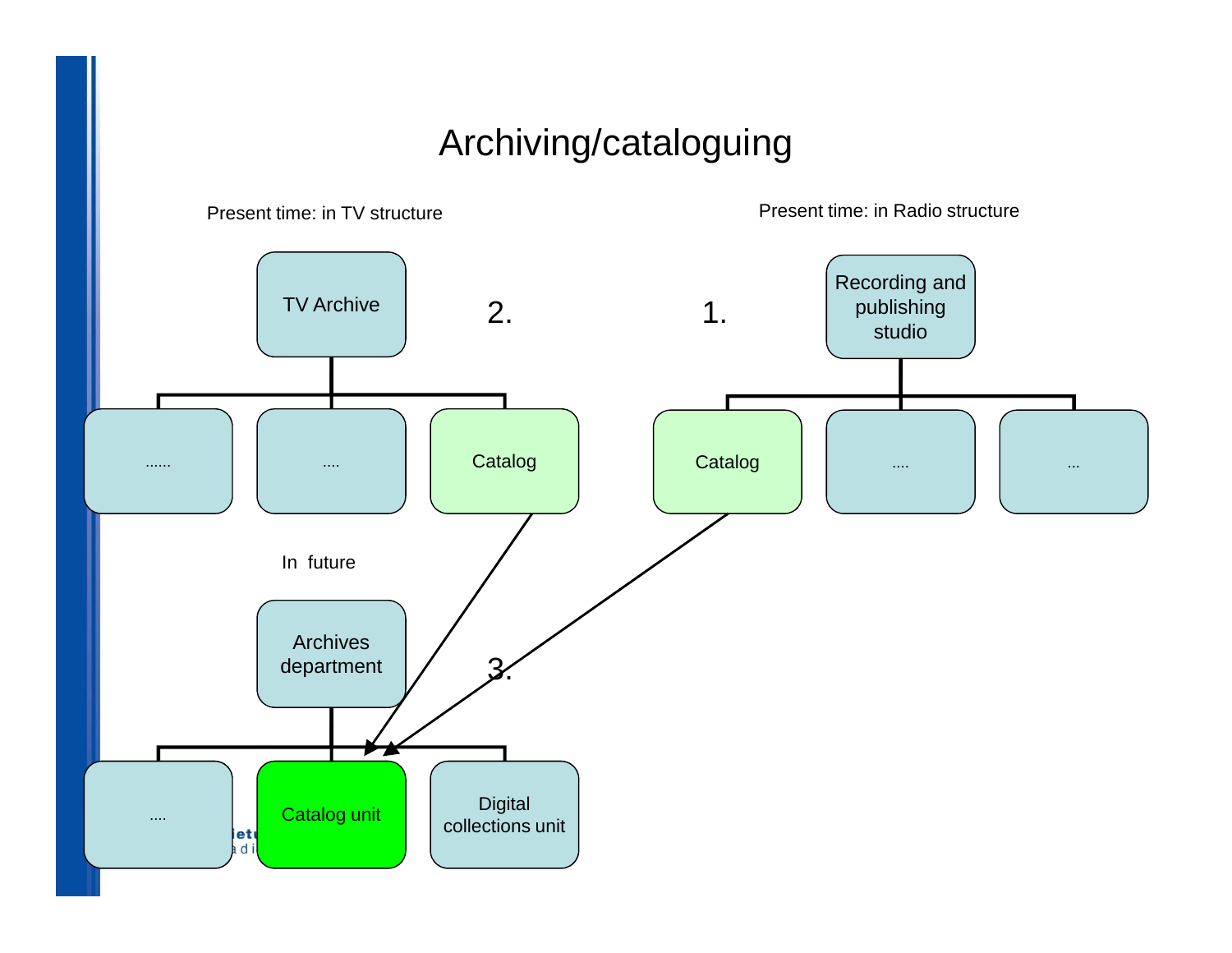# Archiving/cataloguing

Present time: in TV structure

- TV Archive
  - ......
  - ....
  - Catalog

2.

Present time: in Radio structure

1.

- Recording and publishing studio
  - Catalog
  - ....
  - ...

In future

3.

- Archives department
  - ....
  - Catalog unit
  - Digital collections unit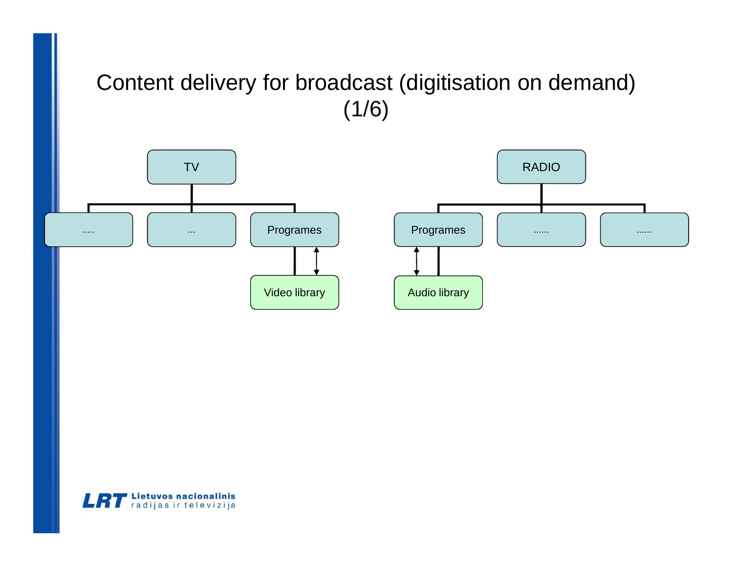# Content delivery for broadcast (digitisation on demand) (1/6)

TV
- .....
- ...
- Programes
  - Video library

RADIO
- Programes
  - Audio library
- ......
- ......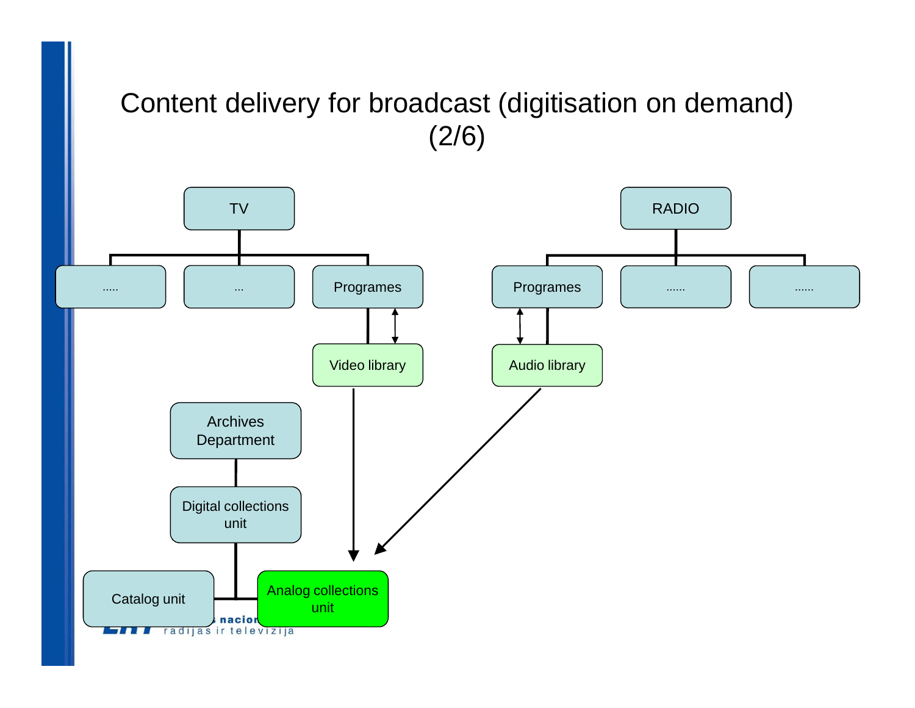# Content delivery for broadcast (digitisation on demand) (2/6)

TV

..... | ... | Programes

Video library

RADIO

Programes | ...... | ......

Audio library

Archives Department

Digital collections unit

Catalog unit

Analog collections unit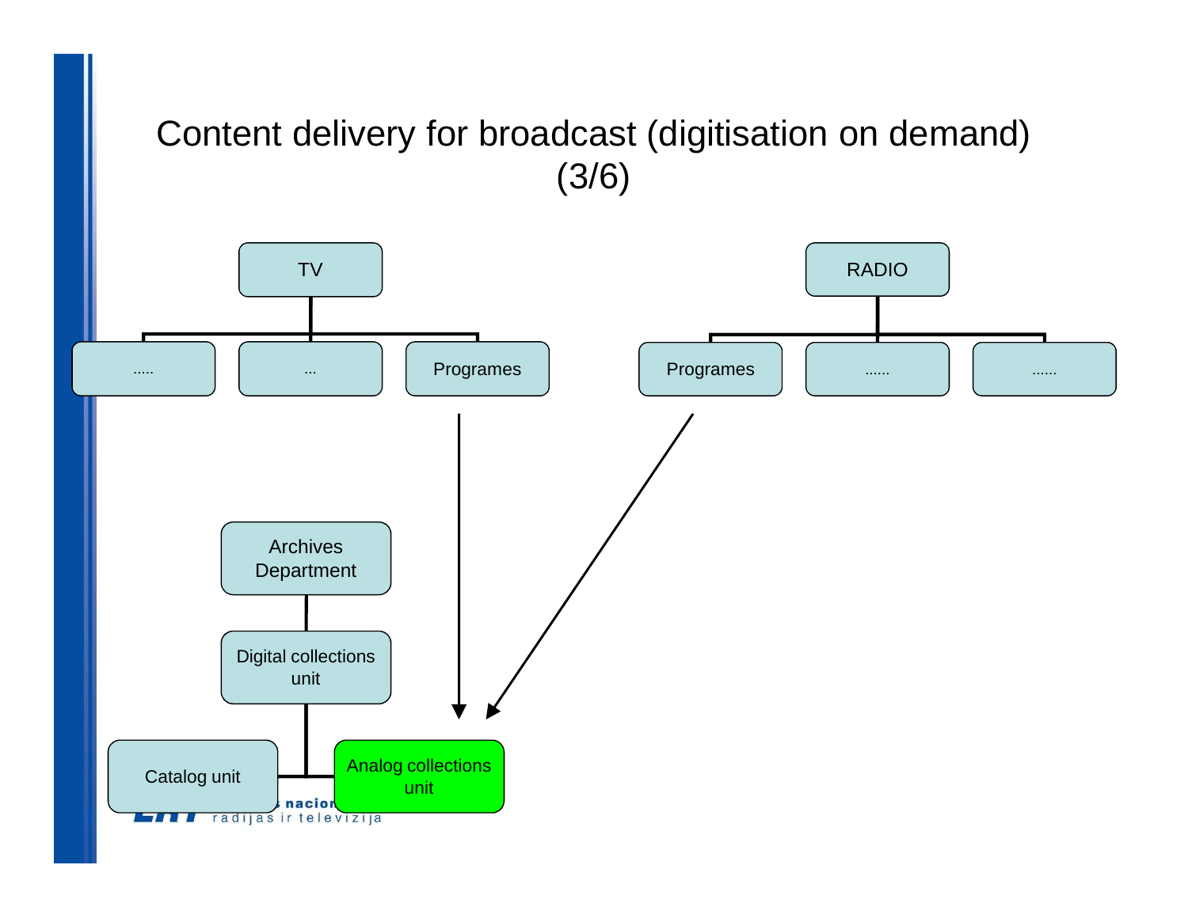# Content delivery for broadcast (digitisation on demand) (3/6)

- TV
  - .....
  - ...
  - Programes
- RADIO
  - Programes
  - ......
  - ......

- Archives Department
  - Digital collections unit
    - Catalog unit
    - Analog collections unit

TV Programes → Analog collections unit

RADIO Programes → Analog collections unit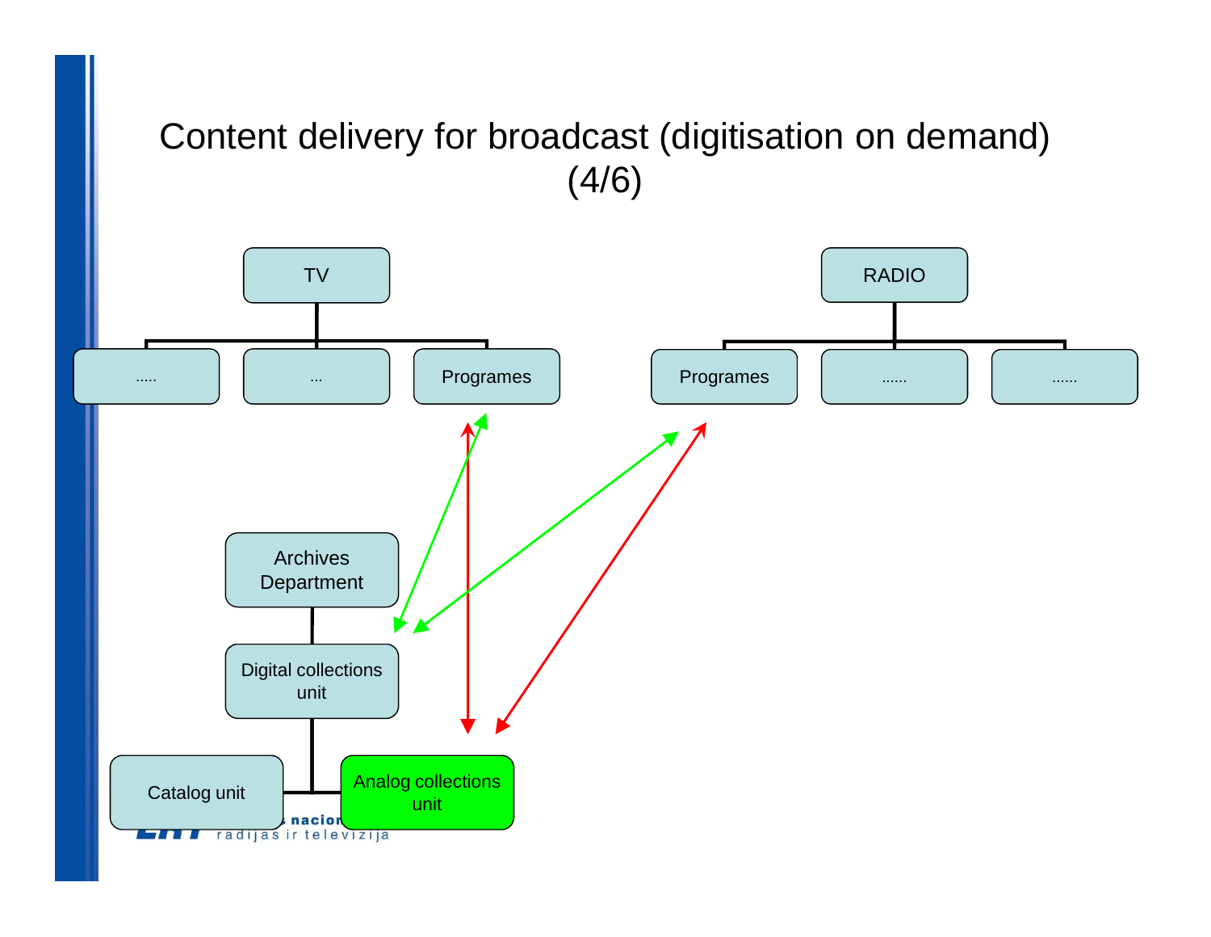# Content delivery for broadcast (digitisation on demand) (4/6)

TV

- .....
- ...
- Programes

RADIO

- Programes
- ......
- ......

Archives Department

- Digital collections unit
  - Catalog unit
  - Analog collections unit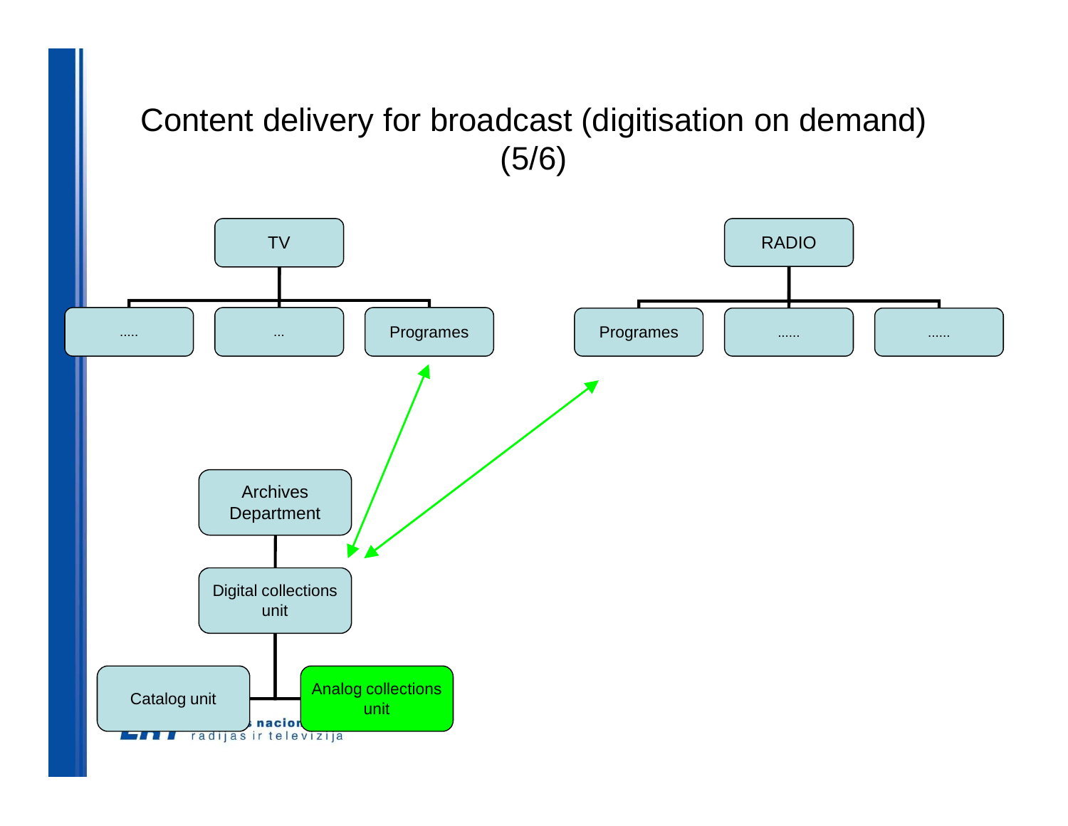# Content delivery for broadcast (digitisation on demand) (5/6)

TV

..... | ... | Programes

RADIO

Programes | ...... | ......

Archives Department

Digital collections unit

Catalog unit | Analog collections unit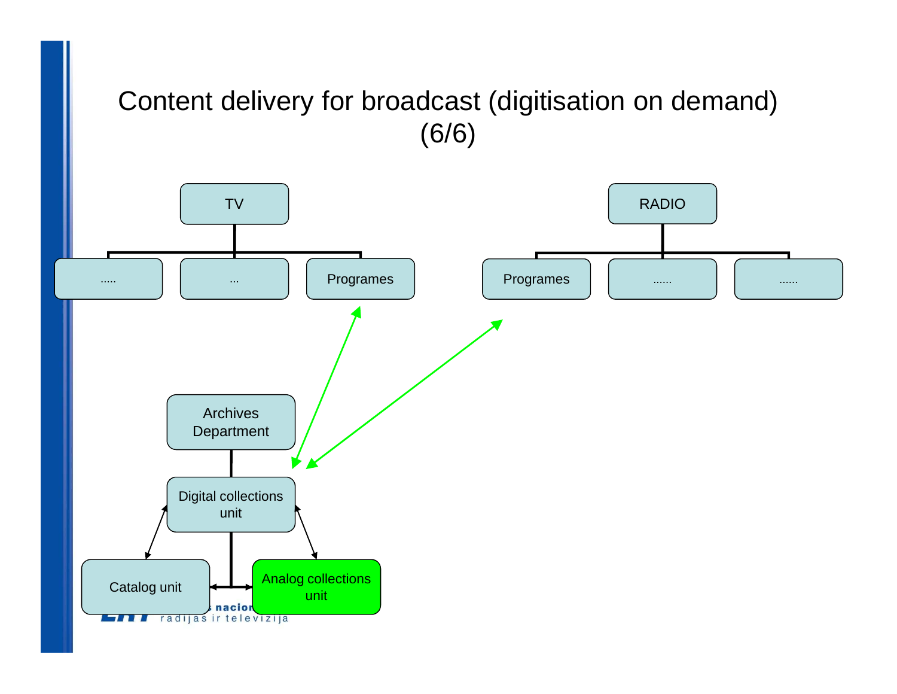# Content delivery for broadcast (digitisation on demand) (6/6)

- TV
  - .....
  - ...
  - Programes
- RADIO
  - Programes
  - ......
  - ......
- Archives Department
  - Digital collections unit
    - Catalog unit
    - Analog collections unit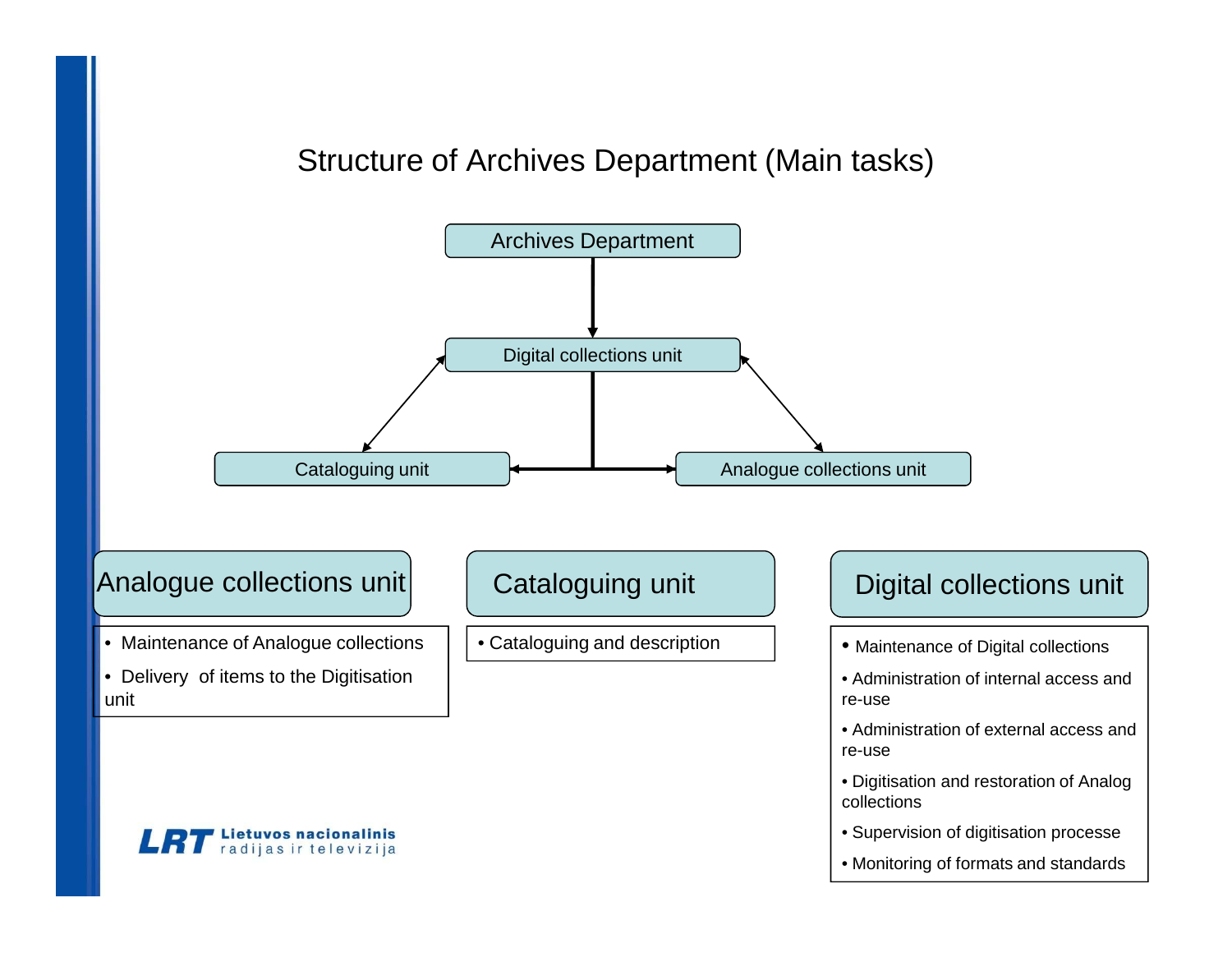# Structure of Archives Department (Main tasks)

Archives Department

Digital collections unit

Cataloguing unit

Analogue collections unit

## Analogue collections unit

- Maintenance of Analogue collections
- Delivery of items to the Digitisation unit

## Cataloguing unit

- Cataloguing and description

## Digital collections unit

- Maintenance of Digital collections
- Administration of internal access and re-use
- Administration of external access and re-use
- Digitisation and restoration of Analog collections
- Supervision of digitisation processe
- Monitoring of formats and standards

LRT Lietuvos nacionalinis radijas ir televizija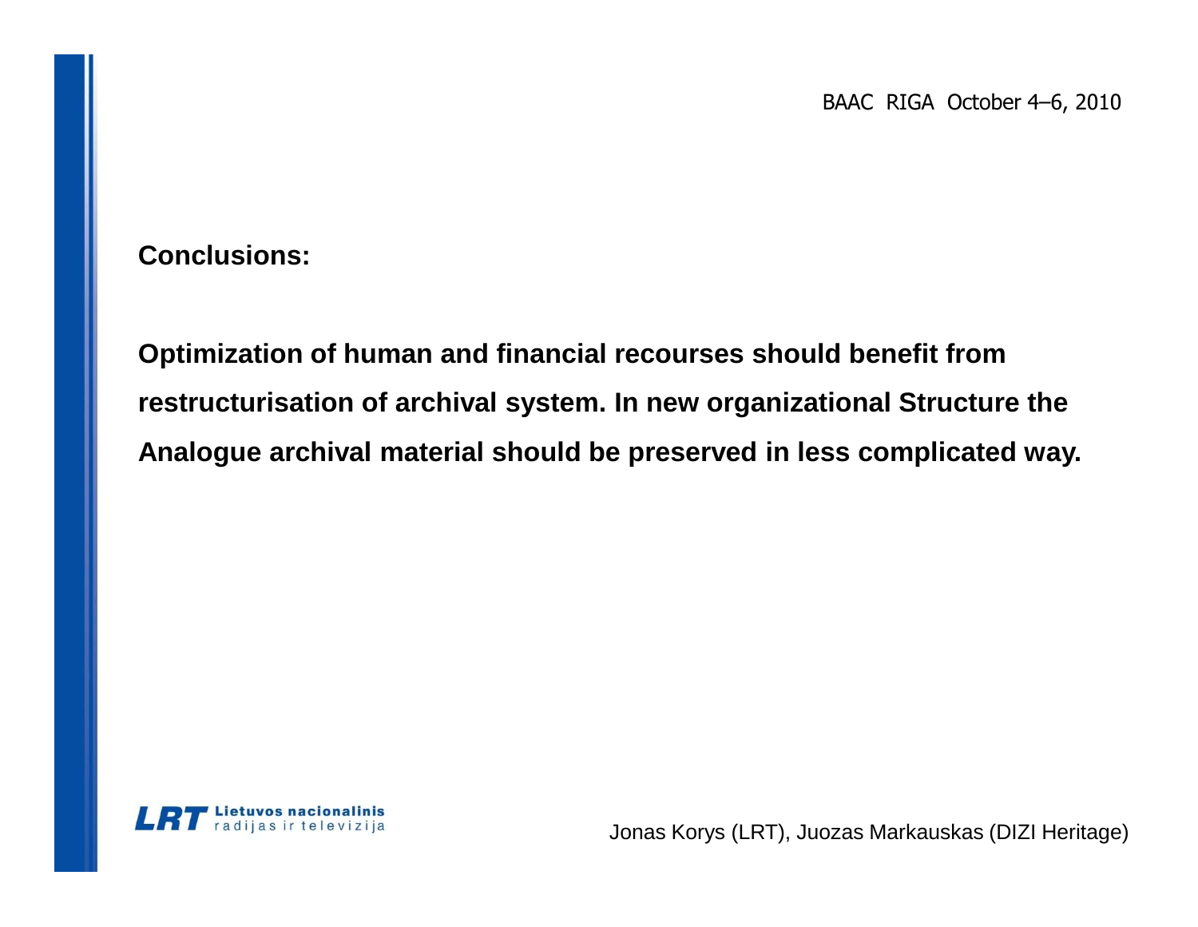**Conclusions:**

**Optimization of human and financial recourses should benefit from restructurisation of archival system. In new organizational Structure the Analogue archival material should be preserved in less complicated way.**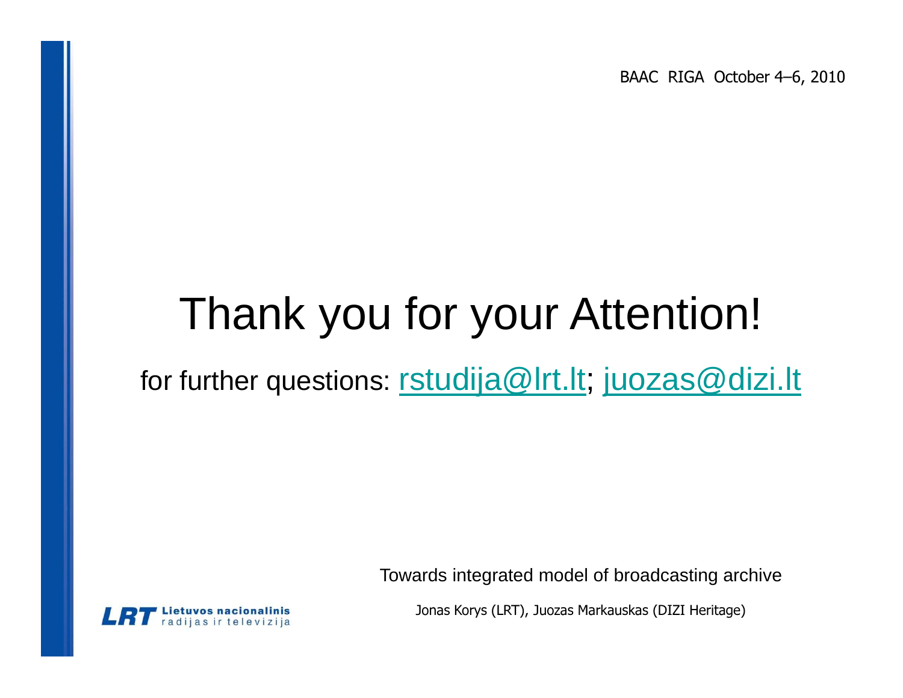# Thank you for your Attention!

for further questions: rstudija@lrt.lt; juozas@dizi.lt

Towards integrated model of broadcasting archive

Jonas Korys (LRT), Juozas Markauskas (DIZI Heritage)

LRT Lietuvos nacionalinis radijas ir televizija